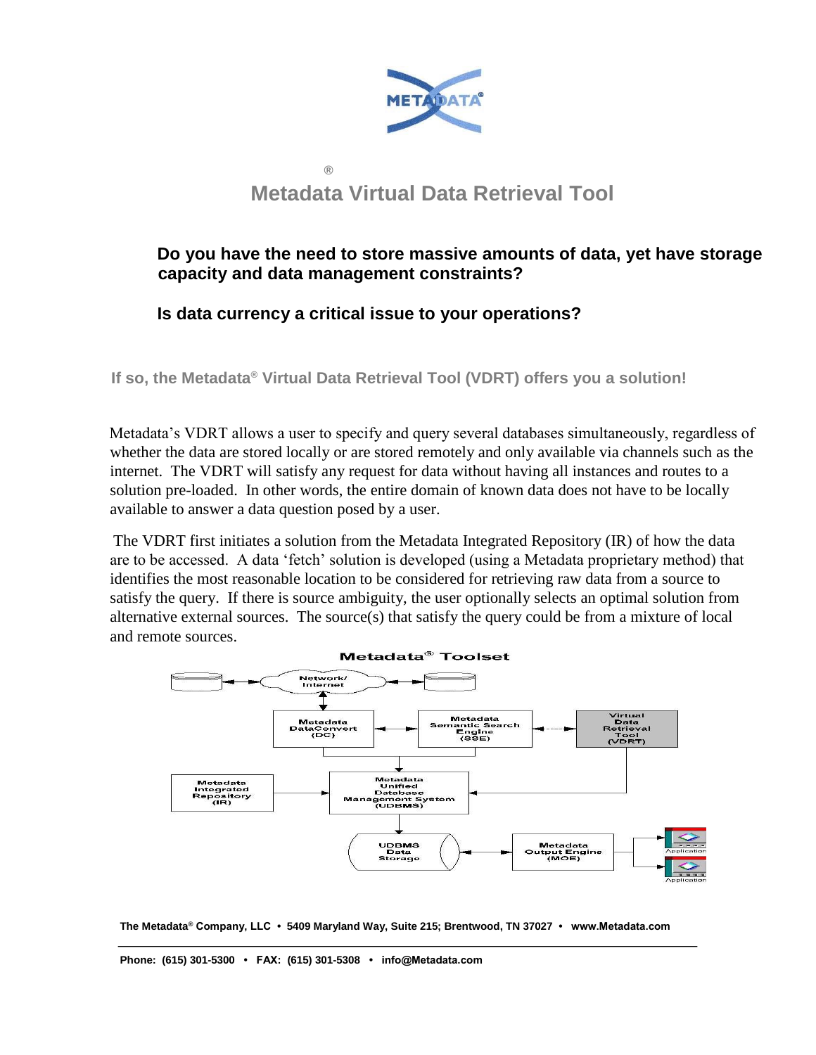# Metadata® Virtual Data Retrieval Tool

**Do you have the need to store massive amounts of data, yet have storage capacity and data management constraints?**

**Is data currency a critical issue to your operations?**

**If so, the Metadata® Virtual Data Retrieval Tool (VDRT) offers you a solution!**

Metadata's VDRT allows a user to specify and query several databases simultaneously, regardless of whether the data are stored locally or are stored remotely and only available via channels such as the internet. The VDRT will satisfy any request for data without having all instances and routes to a solution pre-loaded. In other words, the entire domain of known data does not have to be locally available to answer a data question posed by a user.

The VDRT first initiates a solution from the Metadata Integrated Repository (IR) of how the data are to be accessed. A data 'fetch' solution is developed (using a Metadata proprietary method) that identifies the most reasonable location to be considered for retrieving raw data from a source to satisfy the query. If there is source ambiguity, the user optionally selects an optimal solution from alternative external sources. The source(s) that satisfy the query could be from a mixture of local and remote sources.

**Metadata® Toolset**

Network/Internet

Metadata DataConvert (DC)

Metadata Semantic Search Engine (SSE)

Virtual Data Retrieval Tool (VDRT)

Metadata Integrated Repository (IR)

Metadata Unified Database Management System (UDBMS)

UDBMS Data Storage

Metadata Output Engine (MOE)

Application

Application

**The Metadata® Company, LLC • 5409 Maryland Way, Suite 215; Brentwood, TN 37027 • www.Metadata.com**

**Phone: (615) 301-5300 • FAX: (615) 301-5308 • info@Metadata.com**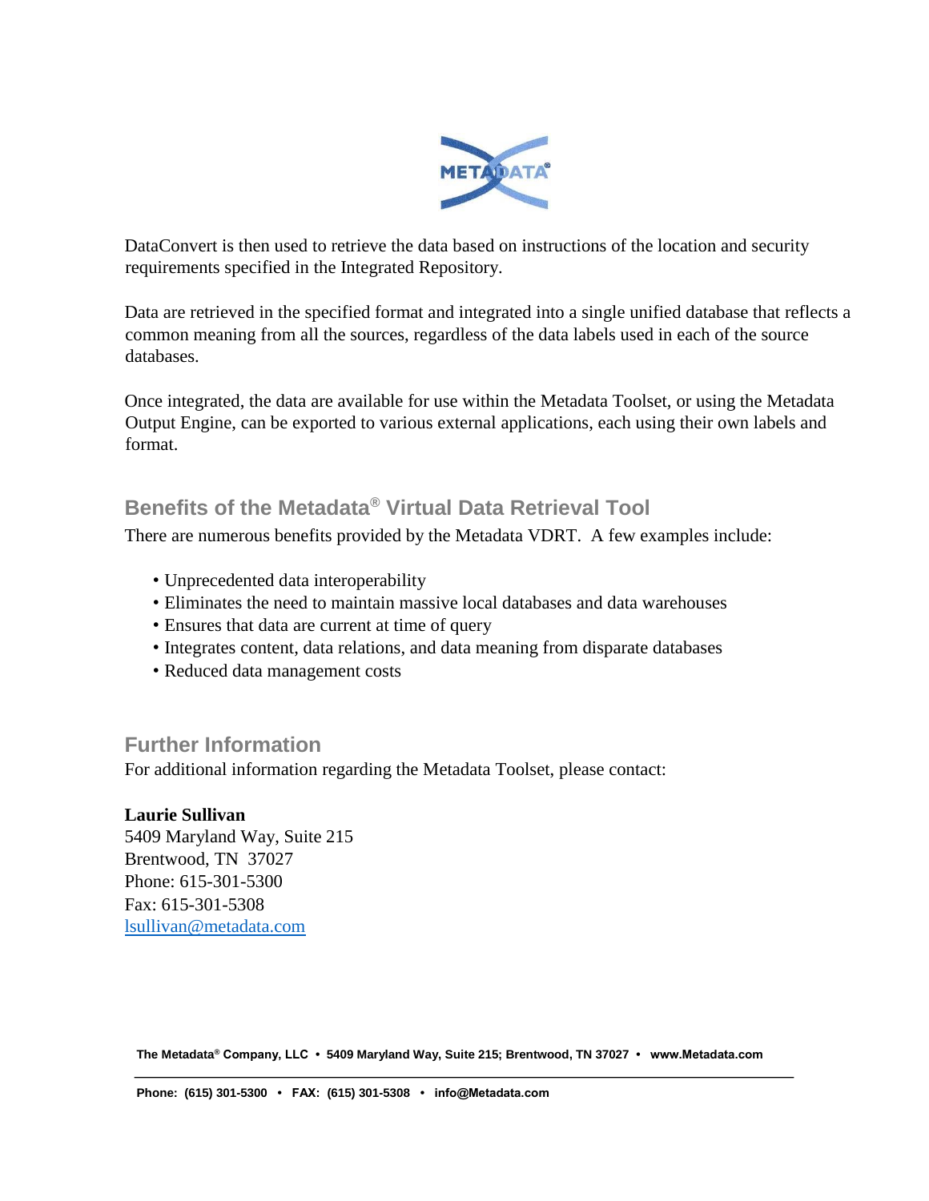DataConvert is then used to retrieve the data based on instructions of the location and security requirements specified in the Integrated Repository.

Data are retrieved in the specified format and integrated into a single unified database that reflects a common meaning from all the sources, regardless of the data labels used in each of the source databases.

Once integrated, the data are available for use within the Metadata Toolset, or using the Metadata Output Engine, can be exported to various external applications, each using their own labels and format.

## Benefits of the Metadata® Virtual Data Retrieval Tool

There are numerous benefits provided by the Metadata VDRT. A few examples include:

- Unprecedented data interoperability
- Eliminates the need to maintain massive local databases and data warehouses
- Ensures that data are current at time of query
- Integrates content, data relations, and data meaning from disparate databases
- Reduced data management costs

## Further Information

For additional information regarding the Metadata Toolset, please contact:

**Laurie Sullivan**
5409 Maryland Way, Suite 215
Brentwood, TN 37027
Phone: 615-301-5300
Fax: 615-301-5308
lsullivan@metadata.com